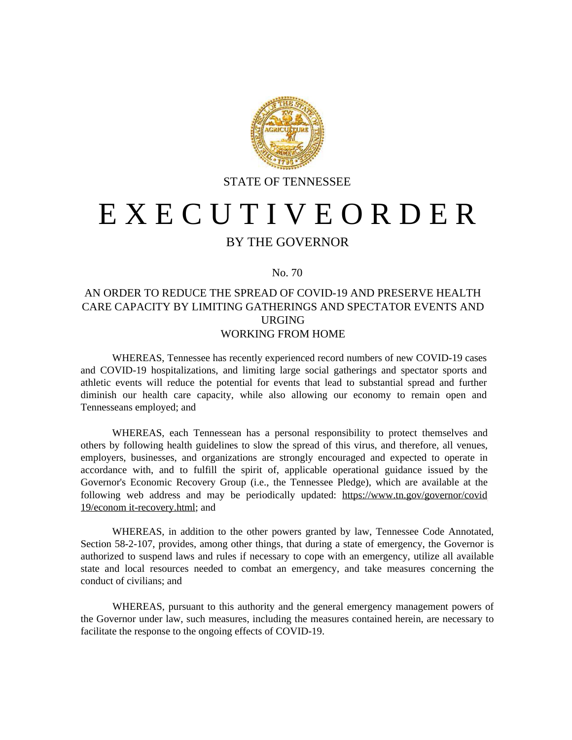STATE OF TENNESSEE

# E X E C U T I V E O R D E R

BY THE GOVERNOR

No. 70

## AN ORDER TO REDUCE THE SPREAD OF COVID-19 AND PRESERVE HEALTH CARE CAPACITY BY LIMITING GATHERINGS AND SPECTATOR EVENTS AND URGING WORKING FROM HOME

WHEREAS, Tennessee has recently experienced record numbers of new COVID-19 cases and COVID-19 hospitalizations, and limiting large social gatherings and spectator sports and athletic events will reduce the potential for events that lead to substantial spread and further diminish our health care capacity, while also allowing our economy to remain open and Tennesseans employed; and

WHEREAS, each Tennessean has a personal responsibility to protect themselves and others by following health guidelines to slow the spread of this virus, and therefore, all venues, employers, businesses, and organizations are strongly encouraged and expected to operate in accordance with, and to fulfill the spirit of, applicable operational guidance issued by the Governor's Economic Recovery Group (i.e., the Tennessee Pledge), which are available at the following web address and may be periodically updated: https://www.tn.gov/governor/covid19/econom it-recovery.html; and

WHEREAS, in addition to the other powers granted by law, Tennessee Code Annotated, Section 58-2-107, provides, among other things, that during a state of emergency, the Governor is authorized to suspend laws and rules if necessary to cope with an emergency, utilize all available state and local resources needed to combat an emergency, and take measures concerning the conduct of civilians; and

WHEREAS, pursuant to this authority and the general emergency management powers of the Governor under law, such measures, including the measures contained herein, are necessary to facilitate the response to the ongoing effects of COVID-19.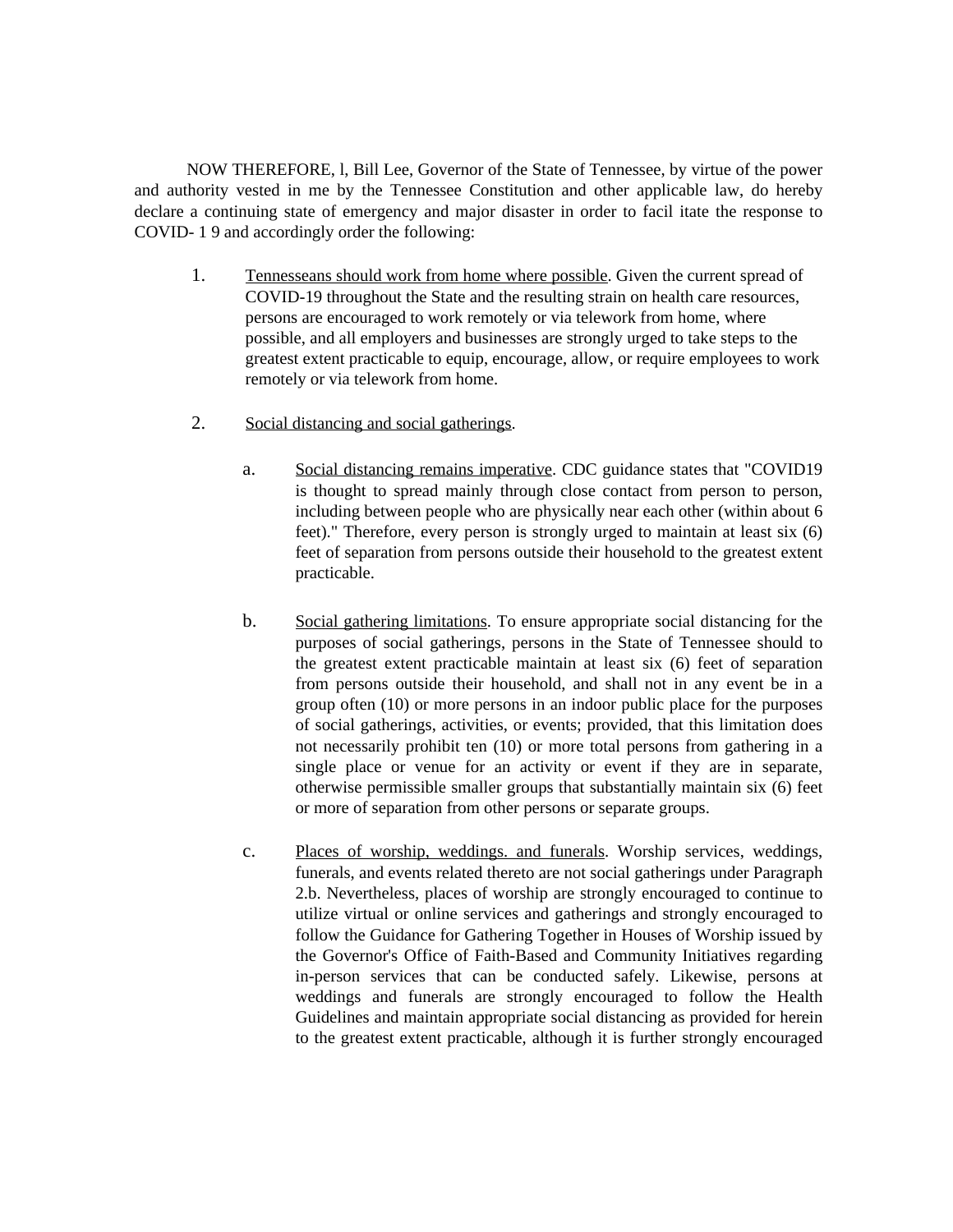NOW THEREFORE, l, Bill Lee, Governor of the State of Tennessee, by virtue of the power and authority vested in me by the Tennessee Constitution and other applicable law, do hereby declare a continuing state of emergency and major disaster in order to facil itate the response to COVID- 1 9 and accordingly order the following:

1. Tennesseans should work from home where possible. Given the current spread of COVID-19 throughout the State and the resulting strain on health care resources, persons are encouraged to work remotely or via telework from home, where possible, and all employers and businesses are strongly urged to take steps to the greatest extent practicable to equip, encourage, allow, or require employees to work remotely or via telework from home.

2. Social distancing and social gatherings.

   a. Social distancing remains imperative. CDC guidance states that "COVID19 is thought to spread mainly through close contact from person to person, including between people who are physically near each other (within about 6 feet)." Therefore, every person is strongly urged to maintain at least six (6) feet of separation from persons outside their household to the greatest extent practicable.

   b. Social gathering limitations. To ensure appropriate social distancing for the purposes of social gatherings, persons in the State of Tennessee should to the greatest extent practicable maintain at least six (6) feet of separation from persons outside their household, and shall not in any event be in a group often (10) or more persons in an indoor public place for the purposes of social gatherings, activities, or events; provided, that this limitation does not necessarily prohibit ten (10) or more total persons from gathering in a single place or venue for an activity or event if they are in separate, otherwise permissible smaller groups that substantially maintain six (6) feet or more of separation from other persons or separate groups.

   c. Places of worship, weddings. and funerals. Worship services, weddings, funerals, and events related thereto are not social gatherings under Paragraph 2.b. Nevertheless, places of worship are strongly encouraged to continue to utilize virtual or online services and gatherings and strongly encouraged to follow the Guidance for Gathering Together in Houses of Worship issued by the Governor's Office of Faith-Based and Community Initiatives regarding in-person services that can be conducted safely. Likewise, persons at weddings and funerals are strongly encouraged to follow the Health Guidelines and maintain appropriate social distancing as provided for herein to the greatest extent practicable, although it is further strongly encouraged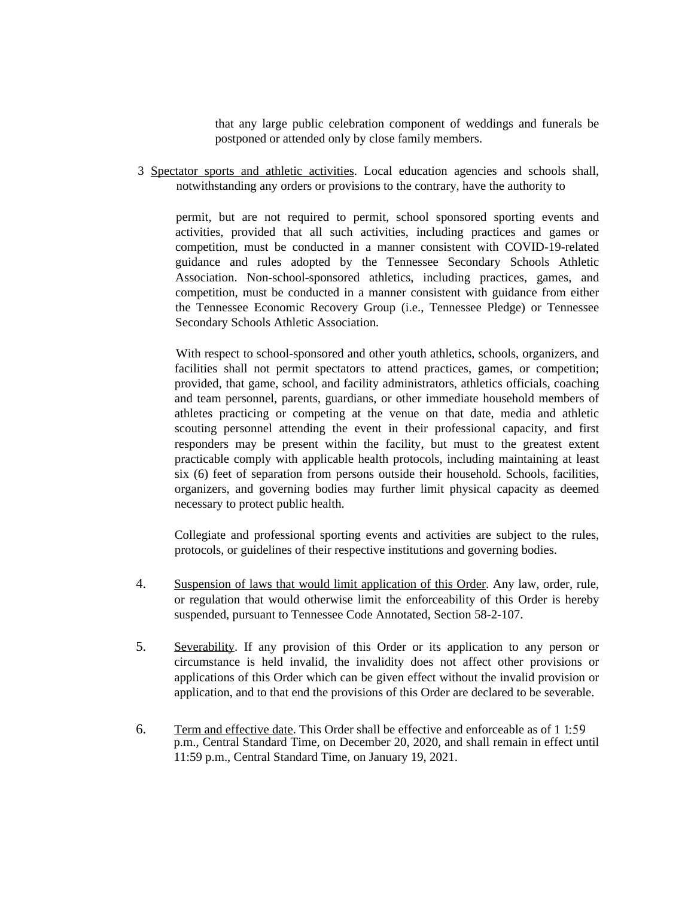that any large public celebration component of weddings and funerals be postponed or attended only by close family members.

3 Spectator sports and athletic activities. Local education agencies and schools shall, notwithstanding any orders or provisions to the contrary, have the authority to

permit, but are not required to permit, school sponsored sporting events and activities, provided that all such activities, including practices and games or competition, must be conducted in a manner consistent with COVID-19-related guidance and rules adopted by the Tennessee Secondary Schools Athletic Association. Non-school-sponsored athletics, including practices, games, and competition, must be conducted in a manner consistent with guidance from either the Tennessee Economic Recovery Group (i.e., Tennessee Pledge) or Tennessee Secondary Schools Athletic Association.

With respect to school-sponsored and other youth athletics, schools, organizers, and facilities shall not permit spectators to attend practices, games, or competition; provided, that game, school, and facility administrators, athletics officials, coaching and team personnel, parents, guardians, or other immediate household members of athletes practicing or competing at the venue on that date, media and athletic scouting personnel attending the event in their professional capacity, and first responders may be present within the facility, but must to the greatest extent practicable comply with applicable health protocols, including maintaining at least six (6) feet of separation from persons outside their household. Schools, facilities, organizers, and governing bodies may further limit physical capacity as deemed necessary to protect public health.

Collegiate and professional sporting events and activities are subject to the rules, protocols, or guidelines of their respective institutions and governing bodies.

4. Suspension of laws that would limit application of this Order. Any law, order, rule, or regulation that would otherwise limit the enforceability of this Order is hereby suspended, pursuant to Tennessee Code Annotated, Section 58-2-107.

5. Severability. If any provision of this Order or its application to any person or circumstance is held invalid, the invalidity does not affect other provisions or applications of this Order which can be given effect without the invalid provision or application, and to that end the provisions of this Order are declared to be severable.

6. Term and effective date. This Order shall be effective and enforceable as of 1 1:59 p.m., Central Standard Time, on December 20, 2020, and shall remain in effect until 11:59 p.m., Central Standard Time, on January 19, 2021.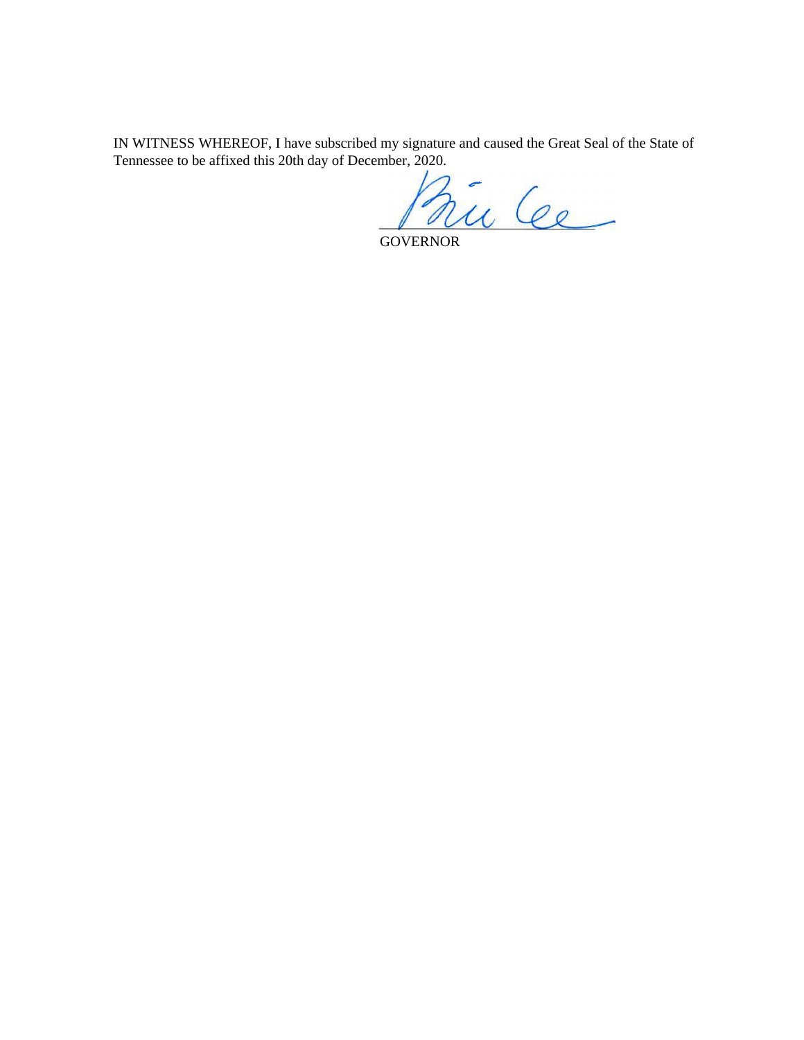IN WITNESS WHEREOF, I have subscribed my signature and caused the Great Seal of the State of Tennessee to be affixed this 20th day of December, 2020.

GOVERNOR